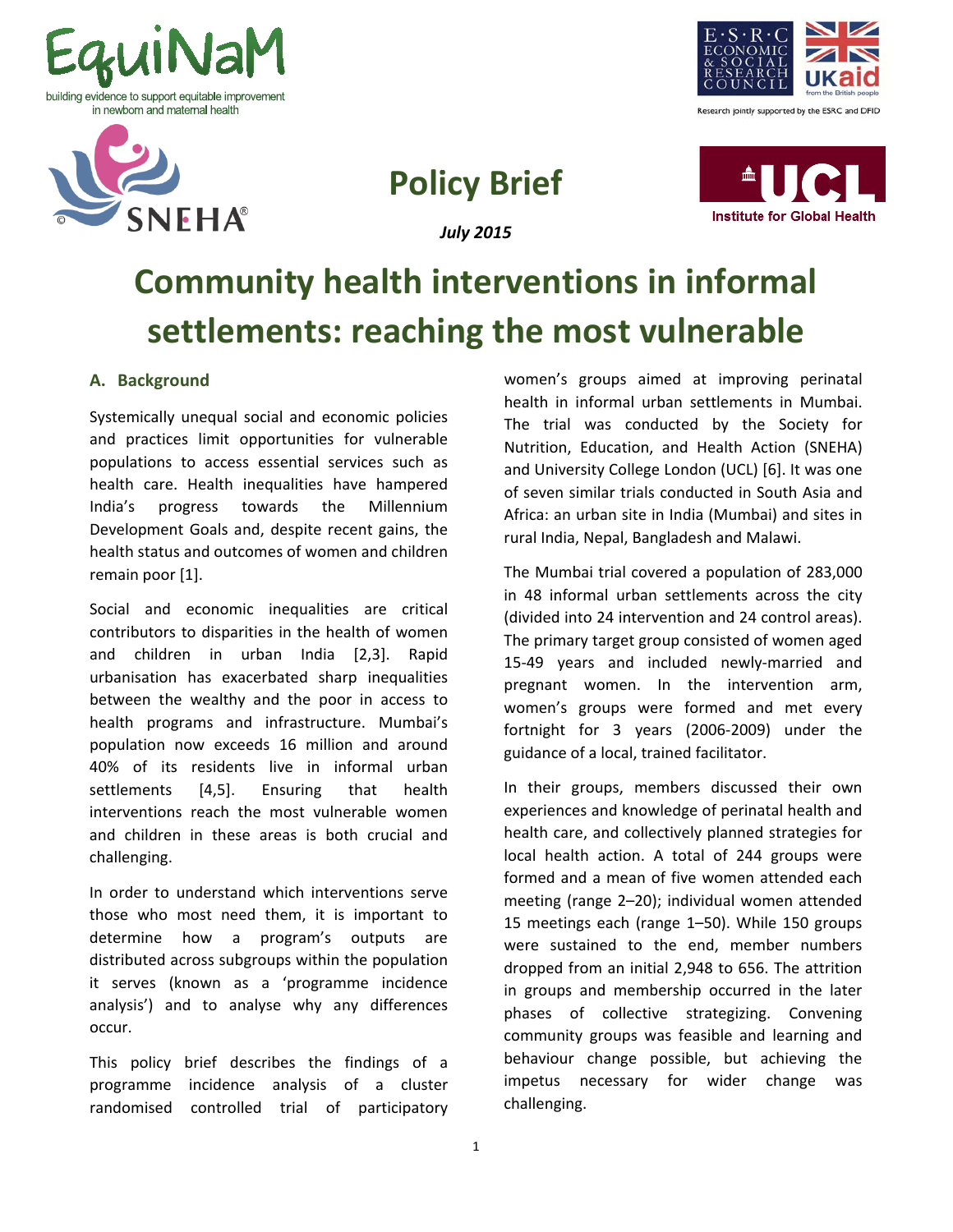EquiNaM

building evidence to support equitable improvement in newborn and maternal health

Research jointly supported by the ESRC and DFID

# Policy Brief

*July 2015*

# Community health interventions in informal settlements: reaching the most vulnerable

## A. Background

Systemically unequal social and economic policies and practices limit opportunities for vulnerable populations to access essential services such as health care. Health inequalities have hampered India's progress towards the Millennium Development Goals and, despite recent gains, the health status and outcomes of women and children remain poor [1].

Social and economic inequalities are critical contributors to disparities in the health of women and children in urban India [2,3]. Rapid urbanisation has exacerbated sharp inequalities between the wealthy and the poor in access to health programs and infrastructure. Mumbai's population now exceeds 16 million and around 40% of its residents live in informal urban settlements [4,5]. Ensuring that health interventions reach the most vulnerable women and children in these areas is both crucial and challenging.

In order to understand which interventions serve those who most need them, it is important to determine how a program's outputs are distributed across subgroups within the population it serves (known as a 'programme incidence analysis') and to analyse why any differences occur.

This policy brief describes the findings of a programme incidence analysis of a cluster randomised controlled trial of participatory women's groups aimed at improving perinatal health in informal urban settlements in Mumbai. The trial was conducted by the Society for Nutrition, Education, and Health Action (SNEHA) and University College London (UCL) [6]. It was one of seven similar trials conducted in South Asia and Africa: an urban site in India (Mumbai) and sites in rural India, Nepal, Bangladesh and Malawi.

The Mumbai trial covered a population of 283,000 in 48 informal urban settlements across the city (divided into 24 intervention and 24 control areas). The primary target group consisted of women aged 15-49 years and included newly-married and pregnant women. In the intervention arm, women's groups were formed and met every fortnight for 3 years (2006-2009) under the guidance of a local, trained facilitator.

In their groups, members discussed their own experiences and knowledge of perinatal health and health care, and collectively planned strategies for local health action. A total of 244 groups were formed and a mean of five women attended each meeting (range 2–20); individual women attended 15 meetings each (range 1–50). While 150 groups were sustained to the end, member numbers dropped from an initial 2,948 to 656. The attrition in groups and membership occurred in the later phases of collective strategizing. Convening community groups was feasible and learning and behaviour change possible, but achieving the impetus necessary for wider change was challenging.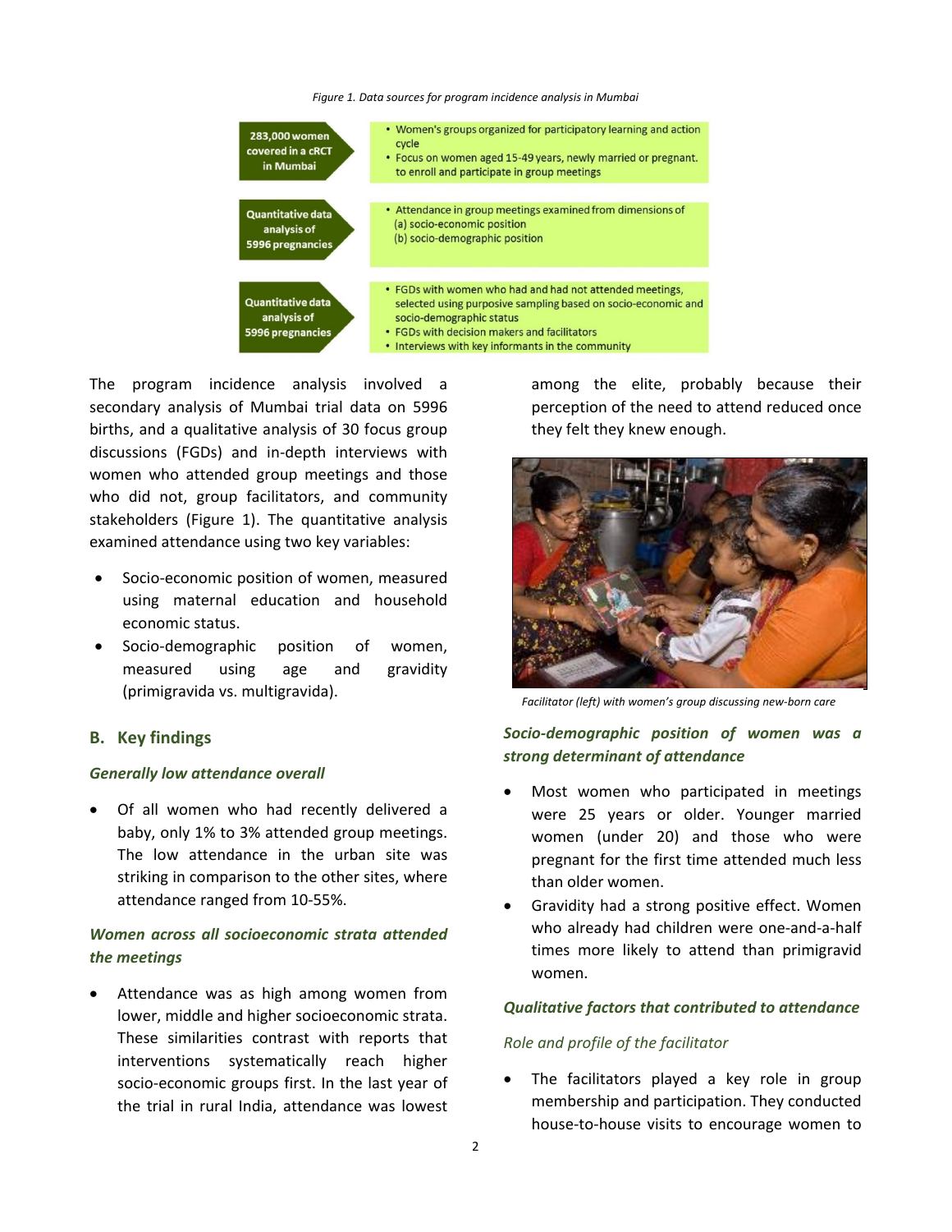*Figure 1. Data sources for program incidence analysis in Mumbai*

| | |
|---|---|
| 283,000 women covered in a cRCT in Mumbai | • Women's groups organized for participatory learning and action cycle<br>• Focus on women aged 15-49 years, newly married or pregnant. to enroll and participate in group meetings |
| Quantitative data analysis of 5996 pregnancies | • Attendance in group meetings examined from dimensions of<br>(a) socio-economic position<br>(b) socio-demographic position |
| Quantitative data analysis of 5996 pregnancies | • FGDs with women who had and had not attended meetings, selected using purposive sampling based on socio-economic and socio-demographic status<br>• FGDs with decision makers and facilitators<br>• Interviews with key informants in the community |

The program incidence analysis involved a secondary analysis of Mumbai trial data on 5996 births, and a qualitative analysis of 30 focus group discussions (FGDs) and in-depth interviews with women who attended group meetings and those who did not, group facilitators, and community stakeholders (Figure 1). The quantitative analysis examined attendance using two key variables:

- Socio-economic position of women, measured using maternal education and household economic status.
- Socio-demographic position of women, measured using age and gravidity (primigravida vs. multigravida).

## B. Key findings

### *Generally low attendance overall*

- Of all women who had recently delivered a baby, only 1% to 3% attended group meetings. The low attendance in the urban site was striking in comparison to the other sites, where attendance ranged from 10-55%.

### *Women across all socioeconomic strata attended the meetings*

- Attendance was as high among women from lower, middle and higher socioeconomic strata. These similarities contrast with reports that interventions systematically reach higher socio-economic groups first. In the last year of the trial in rural India, attendance was lowest among the elite, probably because their perception of the need to attend reduced once they felt they knew enough.

*Facilitator (left) with women's group discussing new-born care*

### *Socio-demographic position of women was a strong determinant of attendance*

- Most women who participated in meetings were 25 years or older. Younger married women (under 20) and those who were pregnant for the first time attended much less than older women.
- Gravidity had a strong positive effect. Women who already had children were one-and-a-half times more likely to attend than primigravid women.

### *Qualitative factors that contributed to attendance*

#### *Role and profile of the facilitator*

- The facilitators played a key role in group membership and participation. They conducted house-to-house visits to encourage women to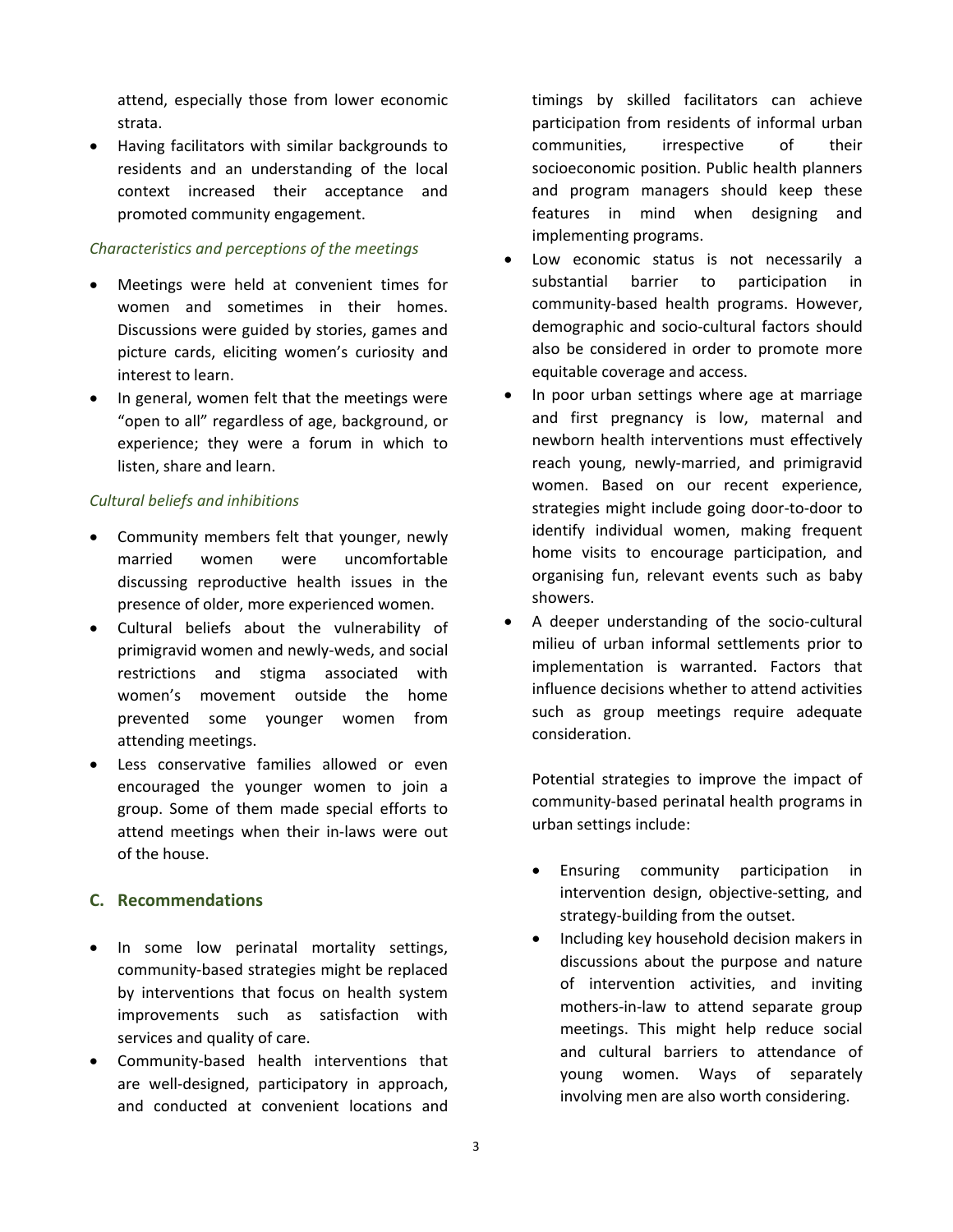attend, especially those from lower economic strata.

- Having facilitators with similar backgrounds to residents and an understanding of the local context increased their acceptance and promoted community engagement.

*Characteristics and perceptions of the meetings*

- Meetings were held at convenient times for women and sometimes in their homes. Discussions were guided by stories, games and picture cards, eliciting women's curiosity and interest to learn.
- In general, women felt that the meetings were "open to all" regardless of age, background, or experience; they were a forum in which to listen, share and learn.

*Cultural beliefs and inhibitions*

- Community members felt that younger, newly married women were uncomfortable discussing reproductive health issues in the presence of older, more experienced women.
- Cultural beliefs about the vulnerability of primigravid women and newly-weds, and social restrictions and stigma associated with women's movement outside the home prevented some younger women from attending meetings.
- Less conservative families allowed or even encouraged the younger women to join a group. Some of them made special efforts to attend meetings when their in-laws were out of the house.

## C. Recommendations

- In some low perinatal mortality settings, community-based strategies might be replaced by interventions that focus on health system improvements such as satisfaction with services and quality of care.
- Community-based health interventions that are well-designed, participatory in approach, and conducted at convenient locations and timings by skilled facilitators can achieve participation from residents of informal urban communities, irrespective of their socioeconomic position. Public health planners and program managers should keep these features in mind when designing and implementing programs.
- Low economic status is not necessarily a substantial barrier to participation in community-based health programs. However, demographic and socio-cultural factors should also be considered in order to promote more equitable coverage and access.
- In poor urban settings where age at marriage and first pregnancy is low, maternal and newborn health interventions must effectively reach young, newly-married, and primigravid women. Based on our recent experience, strategies might include going door-to-door to identify individual women, making frequent home visits to encourage participation, and organising fun, relevant events such as baby showers.
- A deeper understanding of the socio-cultural milieu of urban informal settlements prior to implementation is warranted. Factors that influence decisions whether to attend activities such as group meetings require adequate consideration.

  Potential strategies to improve the impact of community-based perinatal health programs in urban settings include:

  - Ensuring community participation in intervention design, objective-setting, and strategy-building from the outset.
  - Including key household decision makers in discussions about the purpose and nature of intervention activities, and inviting mothers-in-law to attend separate group meetings. This might help reduce social and cultural barriers to attendance of young women. Ways of separately involving men are also worth considering.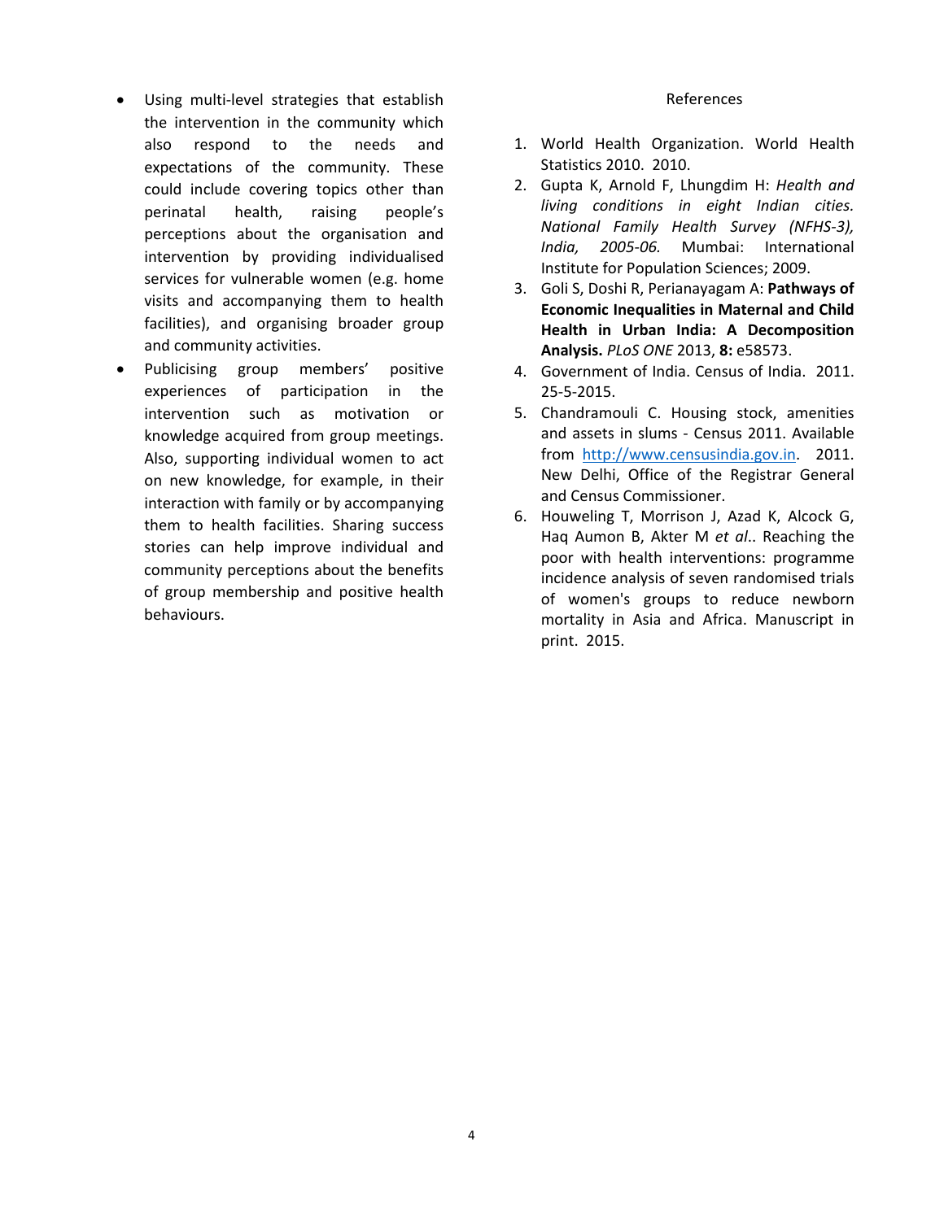- Using multi-level strategies that establish the intervention in the community which also respond to the needs and expectations of the community. These could include covering topics other than perinatal health, raising people's perceptions about the organisation and intervention by providing individualised services for vulnerable women (e.g. home visits and accompanying them to health facilities), and organising broader group and community activities.
- Publicising group members' positive experiences of participation in the intervention such as motivation or knowledge acquired from group meetings. Also, supporting individual women to act on new knowledge, for example, in their interaction with family or by accompanying them to health facilities. Sharing success stories can help improve individual and community perceptions about the benefits of group membership and positive health behaviours.

## References

1. World Health Organization. World Health Statistics 2010. 2010.
2. Gupta K, Arnold F, Lhungdim H: *Health and living conditions in eight Indian cities. National Family Health Survey (NFHS-3), India, 2005-06.* Mumbai: International Institute for Population Sciences; 2009.
3. Goli S, Doshi R, Perianayagam A: **Pathways of Economic Inequalities in Maternal and Child Health in Urban India: A Decomposition Analysis.** *PLoS ONE* 2013, **8:** e58573.
4. Government of India. Census of India. 2011. 25-5-2015.
5. Chandramouli C. Housing stock, amenities and assets in slums - Census 2011. Available from http://www.censusindia.gov.in. 2011. New Delhi, Office of the Registrar General and Census Commissioner.
6. Houweling T, Morrison J, Azad K, Alcock G, Haq Aumon B, Akter M *et al*.. Reaching the poor with health interventions: programme incidence analysis of seven randomised trials of women's groups to reduce newborn mortality in Asia and Africa. Manuscript in print. 2015.